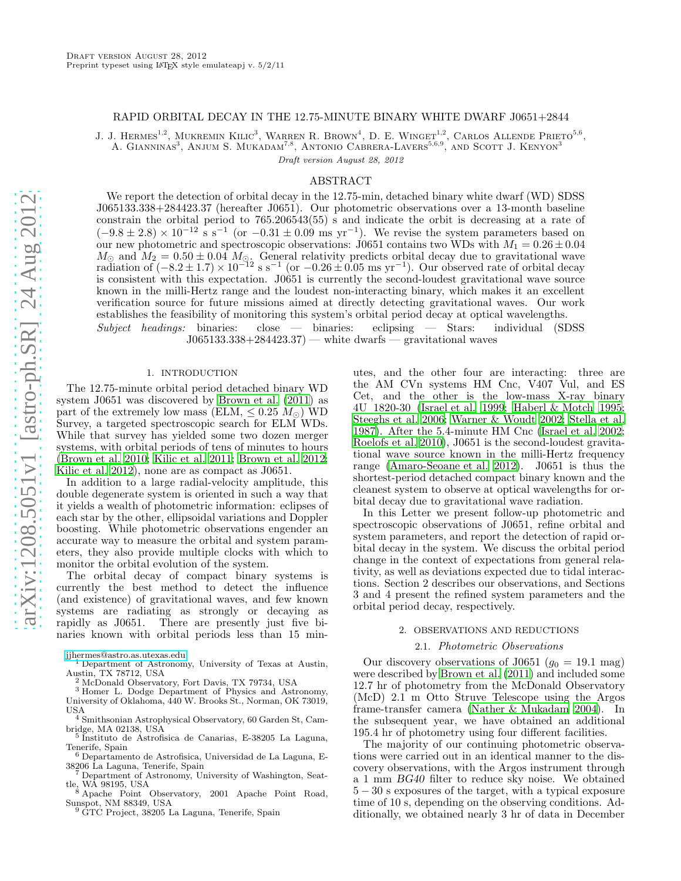Draft version August 28, 2012
Preprint typeset using LaTeX style emulateapj v. 5/2/11

# RAPID ORBITAL DECAY IN THE 12.75-MINUTE BINARY WHITE DWARF J0651+2844

J. J. Hermes[1,2], Mukremin Kilic[3], Warren R. Brown[4], D. E. Winget[1,2], Carlos Allende Prieto[5,6], A. Gianninas[3], Anjum S. Mukadam[7,8], Antonio Cabrera-Lavers[5,6,9], and Scott J. Kenyon[3]

*Draft version August 28, 2012*

## ABSTRACT

We report the detection of orbital decay in the 12.75-min, detached binary white dwarf (WD) SDSS J065133.338+284423.37 (hereafter J0651). Our photometric observations over a 13-month baseline constrain the orbital period to 765.206543(55) s and indicate the orbit is decreasing at a rate of $(-9.8 \pm 2.8) \times 10^{-12}$ s s$^{-1}$ (or $-0.31 \pm 0.09$ ms yr$^{-1}$). We revise the system parameters based on our new photometric and spectroscopic observations: J0651 contains two WDs with $M_1 = 0.26 \pm 0.04$ $M_\odot$ and $M_2 = 0.50 \pm 0.04$ $M_\odot$. General relativity predicts orbital decay due to gravitational wave radiation of $(-8.2 \pm 1.7) \times 10^{-12}$ s s$^{-1}$ (or $-0.26 \pm 0.05$ ms yr$^{-1}$). Our observed rate of orbital decay is consistent with this expectation. J0651 is currently the second-loudest gravitational wave source known in the milli-Hertz range and the loudest non-interacting binary, which makes it an excellent verification source for future missions aimed at directly detecting gravitational waves. Our work establishes the feasibility of monitoring this system's orbital period decay at optical wavelengths.

*Subject headings:* binaries: close — binaries: eclipsing — Stars: individual (SDSS J065133.338+284423.37) — white dwarfs — gravitational waves

## 1. INTRODUCTION

The 12.75-minute orbital period detached binary WD system J0651 was discovered by Brown et al. (2011) as part of the extremely low mass (ELM, $\leq 0.25$ $M_\odot$) WD Survey, a targeted spectroscopic search for ELM WDs. While that survey has yielded some two dozen merger systems, with orbital periods of tens of minutes to hours (Brown et al. 2010; Kilic et al. 2011; Brown et al. 2012; Kilic et al. 2012), none are as compact as J0651.

In addition to a large radial-velocity amplitude, this double degenerate system is oriented in such a way that it yields a wealth of photometric information: eclipses of each star by the other, ellipsoidal variations and Doppler boosting. While photometric observations engender an accurate way to measure the orbital and system parameters, they also provide multiple clocks with which to monitor the orbital evolution of the system.

The orbital decay of compact binary systems is currently the best method to detect the influence (and existence) of gravitational waves, and few known systems are radiating as strongly or decaying as rapidly as J0651. There are presently just five binaries known with orbital periods less than 15 minutes, and the other four are interacting: three are the AM CVn systems HM Cnc, V407 Vul, and ES Cet, and the other is the low-mass X-ray binary 4U 1820-30 (Israel et al. 1999; Haberl & Motch 1995; Steeghs et al. 2006; Warner & Woudt 2002; Stella et al. 1987). After the 5.4-minute HM Cnc (Israel et al. 2002; Roelofs et al. 2010), J0651 is the second-loudest gravitational wave source known in the milli-Hertz frequency range (Amaro-Seoane et al. 2012). J0651 is thus the shortest-period detached compact binary known and the cleanest system to observe at optical wavelengths for orbital decay due to gravitational wave radiation.

In this Letter we present follow-up photometric and spectroscopic observations of J0651, refine orbital and system parameters, and report the detection of rapid orbital decay in the system. We discuss the orbital period change in the context of expectations from general relativity, as well as deviations expected due to tidal interactions. Section 2 describes our observations, and Sections 3 and 4 present the refined system parameters and the orbital period decay, respectively.

## 2. OBSERVATIONS AND REDUCTIONS

### 2.1. *Photometric Observations*

Our discovery observations of J0651 ($g_0 = 19.1$ mag) were described by Brown et al. (2011) and included some 12.7 hr of photometry from the McDonald Observatory (McD) 2.1 m Otto Struve Telescope using the Argos frame-transfer camera (Nather & Mukadam 2004). In the subsequent year, we have obtained an additional 195.4 hr of photometry using four different facilities.

The majority of our continuing photometric observations were carried out in an identical manner to the discovery observations, with the Argos instrument through a 1 mm *BG40* filter to reduce sky noise. We obtained $5-30$ s exposures of the target, with a typical exposure time of 10 s, depending on the observing conditions. Additionally, we obtained nearly 3 hr of data in December

jjhermes@astro.as.utexas.edu
[1] Department of Astronomy, University of Texas at Austin, Austin, TX 78712, USA
[2] McDonald Observatory, Fort Davis, TX 79734, USA
[3] Homer L. Dodge Department of Physics and Astronomy, University of Oklahoma, 440 W. Brooks St., Norman, OK 73019, USA
[4] Smithsonian Astrophysical Observatory, 60 Garden St, Cambridge, MA 02138, USA
[5] Instituto de Astrofísica de Canarias, E-38205 La Laguna, Tenerife, Spain
[6] Departamento de Astrofísica, Universidad de La Laguna, E-38206 La Laguna, Tenerife, Spain
[7] Department of Astronomy, University of Washington, Seattle, WA 98195, USA
[8] Apache Point Observatory, 2001 Apache Point Road, Sunspot, NM 88349, USA
[9] GTC Project, 38205 La Laguna, Tenerife, Spain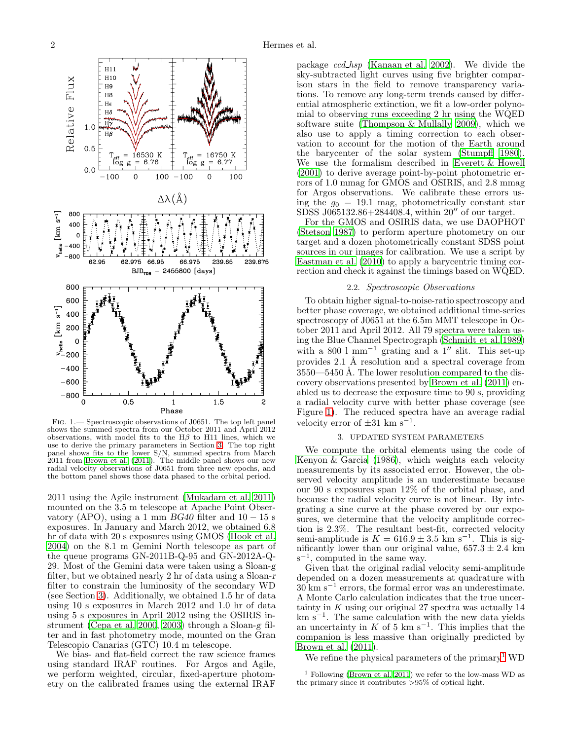FIG. 1.— Spectroscopic observations of J0651. The top left panel shows the summed spectra from our October 2011 and April 2012 observations, with model fits to the Hβ to H11 lines, which we use to derive the primary parameters in Section 3. The top right panel shows fits to the lower S/N, summed spectra from March 2011 from Brown et al. (2011). The middle panel shows our new radial velocity observations of J0651 from three new epochs, and the bottom panel shows those data phased to the orbital period.

2011 using the Agile instrument (Mukadam et al. 2011) mounted on the 3.5 m telescope at Apache Point Observatory (APO), using a 1 mm *BG40* filter and $10-15$ s exposures. In January and March 2012, we obtained 6.8 hr of data with 20 s exposures using GMOS (Hook et al. 2004) on the 8.1 m Gemini North telescope as part of the queue programs GN-2011B-Q-95 and GN-2012A-Q-29. Most of the Gemini data were taken using a Sloan-$g$ filter, but we obtained nearly 2 hr of data using a Sloan-$r$ filter to constrain the luminosity of the secondary WD (see Section 3). Additionally, we obtained 1.5 hr of data using 10 s exposures in March 2012 and 1.0 hr of data using 5 s exposures in April 2012 using the OSIRIS instrument (Cepa et al. 2000, 2003) through a Sloan-$g$ filter and in fast photometry mode, mounted on the Gran Telescopio Canarias (GTC) 10.4 m telescope.

We bias- and flat-field correct the raw science frames using standard IRAF routines. For Argos and Agile, we perform weighted, circular, fixed-aperture photometry on the calibrated frames using the external IRAF package *ccd_hsp* (Kanaan et al. 2002). We divide the sky-subtracted light curves using five brighter comparison stars in the field to remove transparency variations. To remove any long-term trends caused by differential atmospheric extinction, we fit a low-order polynomial to observing runs exceeding 2 hr using the WQED software suite (Thompson & Mullally 2009), which we also use to apply a timing correction to each observation to account for the motion of the Earth around the barycenter of the solar system (Stumpff 1980). We use the formalism described in Everett & Howell (2001) to derive average point-by-point photometric errors of 1.0 mmag for GMOS and OSIRIS, and 2.8 mmag for Argos observations. We calibrate these errors using the $g_0 = 19.1$ mag, photometrically constant star SDSS J065132.86+284408.4, within 20″ of our target.

For the GMOS and OSIRIS data, we use DAOPHOT (Stetson 1987) to perform aperture photometry on our target and a dozen photometrically constant SDSS point sources in our images for calibration. We use a script by Eastman et al. (2010) to apply a barycentric timing correction and check it against the timings based on WQED.

### 2.2. *Spectroscopic Observations*

To obtain higher signal-to-noise-ratio spectroscopy and better phase coverage, we obtained additional time-series spectroscopy of J0651 at the 6.5m MMT telescope in October 2011 and April 2012. All 79 spectra were taken using the Blue Channel Spectrograph (Schmidt et al. 1989) with a 800 l mm$^{-1}$ grating and a 1″ slit. This set-up provides 2.1 Å resolution and a spectral coverage from 3550—5450 Å. The lower resolution compared to the discovery observations presented by Brown et al. (2011) enabled us to decrease the exposure time to 90 s, providing a radial velocity curve with better phase coverage (see Figure 1). The reduced spectra have an average radial velocity error of $\pm 31$ km s$^{-1}$.

## 3. UPDATED SYSTEM PARAMETERS

We compute the orbital elements using the code of Kenyon & Garcia (1986), which weights each velocity measurements by its associated error. However, the observed velocity amplitude is an underestimate because our 90 s exposures span 12% of the orbital phase, and because the radial velocity curve is not linear. By integrating a sine curve at the phase covered by our exposures, we determine that the velocity amplitude correction is 2.3%. The resultant best-fit, corrected velocity semi-amplitude is $K = 616.9 \pm 3.5$ km s$^{-1}$. This is significantly lower than our original value, $657.3 \pm 2.4$ km s$^{-1}$, computed in the same way.

Given that the original radial velocity semi-amplitude depended on a dozen measurements at quadrature with 30 km s$^{-1}$ errors, the formal error was an underestimate. A Monte Carlo calculation indicates that the true uncertainty in $K$ using our original 27 spectra was actually 14 km s$^{-1}$. The same calculation with the new data yields an uncertainty in $K$ of 5 km s$^{-1}$. This implies that the companion is less massive than originally predicted by Brown et al. (2011).

We refine the physical parameters of the primary[1] WD

[1] Following (Brown et al. 2011) we refer to the low-mass WD as the primary since it contributes >95% of optical light.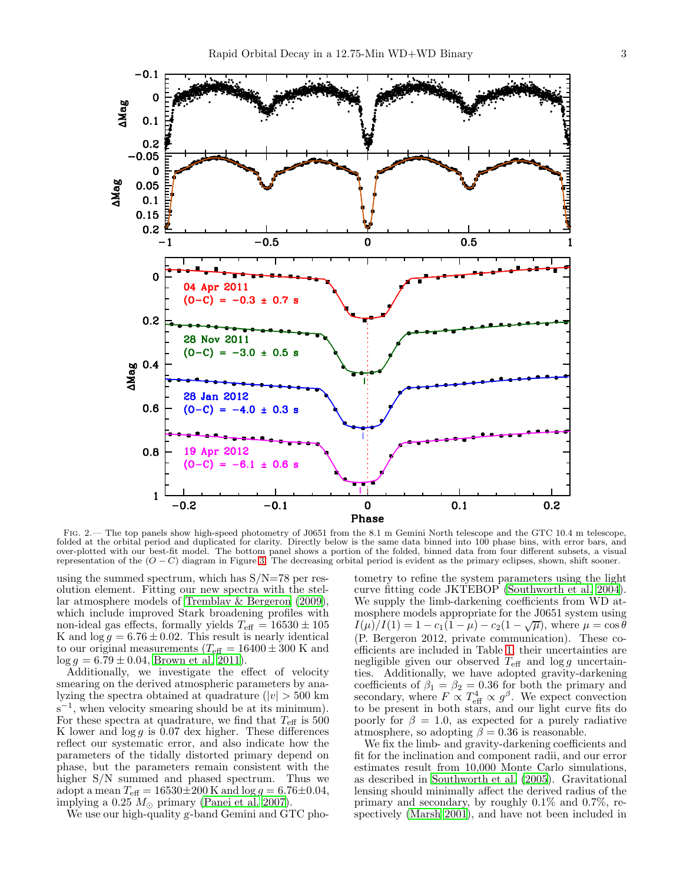FIG. 2.— The top panels show high-speed photometry of J0651 from the 8.1 m Gemini North telescope and the GTC 10.4 m telescope, folded at the orbital period and duplicated for clarity. Directly below is the same data binned into 100 phase bins, with error bars, and over-plotted with our best-fit model. The bottom panel shows a portion of the folded, binned data from four different subsets, a visual representation of the $(O-C)$ diagram in Figure 3. The decreasing orbital period is evident as the primary eclipses, shown, shift sooner.

using the summed spectrum, which has S/N=78 per resolution element. Fitting our new spectra with the stellar atmosphere models of Tremblay & Bergeron (2009), which include improved Stark broadening profiles with non-ideal gas effects, formally yields $T_{\rm eff} = 16530 \pm 105$ K and $\log g = 6.76 \pm 0.02$. This result is nearly identical to our original measurements ($T_{\rm eff} = 16400 \pm 300$ K and $\log g = 6.79 \pm 0.04$, Brown et al. 2011).

Additionally, we investigate the effect of velocity smearing on the derived atmospheric parameters by analyzing the spectra obtained at quadrature ($|v| > 500$ km s$^{-1}$, when velocity smearing should be at its minimum). For these spectra at quadrature, we find that $T_{\rm eff}$ is 500 K lower and $\log g$ is 0.07 dex higher. These differences reflect our systematic error, and also indicate how the parameters of the tidally distorted primary depend on phase, but the parameters remain consistent with the higher S/N summed and phased spectrum. Thus we adopt a mean $T_{\rm eff} = 16530 \pm 200$ K and $\log g = 6.76 \pm 0.04$, implying a 0.25 $M_\odot$ primary (Panei et al. 2007).

We use our high-quality $g$-band Gemini and GTC photometry to refine the system parameters using the light curve fitting code JKTEBOP (Southworth et al. 2004). We supply the limb-darkening coefficients from WD atmosphere models appropriate for the J0651 system using $I(\mu)/I(1) = 1 - c_1(1-\mu) - c_2(1-\sqrt{\mu})$, where $\mu = \cos\theta$ (P. Bergeron 2012, private communication). These coefficients are included in Table 1; their uncertainties are negligible given our observed $T_{\rm eff}$ and $\log g$ uncertainties. Additionally, we have adopted gravity-darkening coefficients of $\beta_1 = \beta_2 = 0.36$ for both the primary and secondary, where $F \propto T_{\rm eff}^4 \propto g^\beta$. We expect convection to be present in both stars, and our light curve fits do poorly for $\beta = 1.0$, as expected for a purely radiative atmosphere, so adopting $\beta = 0.36$ is reasonable.

We fix the limb- and gravity-darkening coefficients and fit for the inclination and component radii, and our error estimates result from 10,000 Monte Carlo simulations, as described in Southworth et al. (2005). Gravitational lensing should minimally affect the derived radius of the primary and secondary, by roughly 0.1% and 0.7%, respectively (Marsh 2001), and have not been included in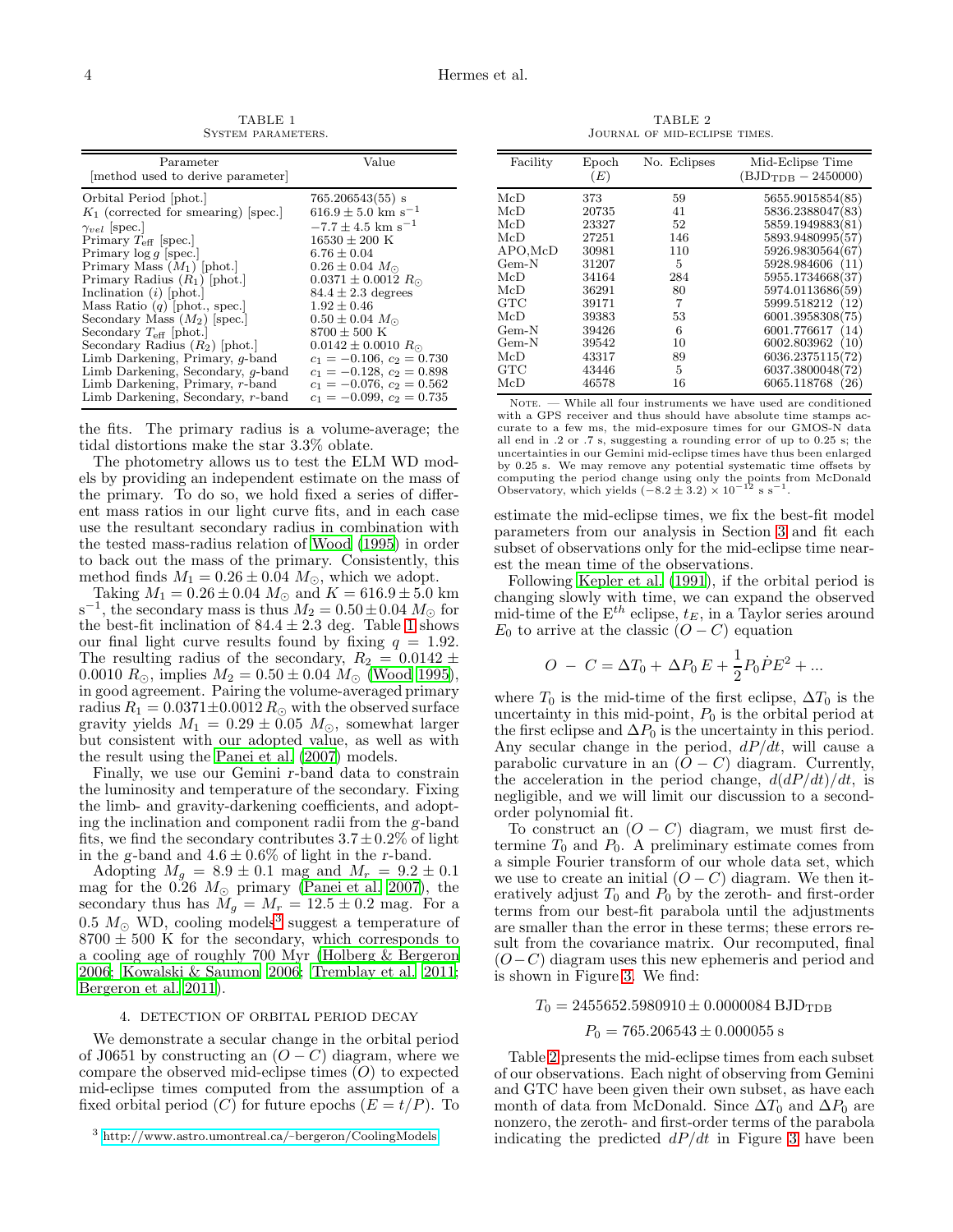TABLE 1
SYSTEM PARAMETERS.

| Parameter [method used to derive parameter] | Value |
|---|---|
| Orbital Period [phot.] | 765.206543(55) s |
| $K_1$ (corrected for smearing) [spec.] | $616.9 \pm 5.0$ km s$^{-1}$ |
| $\gamma_{vel}$ [spec.] | $-7.7 \pm 4.5$ km s$^{-1}$ |
| Primary $T_{\rm eff}$ [spec.] | $16530 \pm 200$ K |
| Primary $\log g$ [spec.] | $6.76 \pm 0.04$ |
| Primary Mass ($M_1$) [phot.] | $0.26 \pm 0.04$ $M_\odot$ |
| Primary Radius ($R_1$) [phot.] | $0.0371 \pm 0.0012$ $R_\odot$ |
| Inclination ($i$) [phot.] | $84.4 \pm 2.3$ degrees |
| Mass Ratio ($q$) [phot., spec.] | $1.92 \pm 0.46$ |
| Secondary Mass ($M_2$) [spec.] | $0.50 \pm 0.04$ $M_\odot$ |
| Secondary $T_{\rm eff}$ [phot.] | $8700 \pm 500$ K |
| Secondary Radius ($R_2$) [phot.] | $0.0142 \pm 0.0010$ $R_\odot$ |
| Limb Darkening, Primary, $g$-band | $c_1 = -0.106$, $c_2 = 0.730$ |
| Limb Darkening, Secondary, $g$-band | $c_1 = -0.128$, $c_2 = 0.898$ |
| Limb Darkening, Primary, $r$-band | $c_1 = -0.076$, $c_2 = 0.562$ |
| Limb Darkening, Secondary, $r$-band | $c_1 = -0.099$, $c_2 = 0.735$ |

the fits. The primary radius is a volume-average; the tidal distortions make the star 3.3% oblate.

The photometry allows us to test the ELM WD models by providing an independent estimate on the mass of the primary. To do so, we hold fixed a series of different mass ratios in our light curve fits, and in each case use the resultant secondary radius in combination with the tested mass-radius relation of Wood (1995) in order to back out the mass of the primary. Consistently, this method finds $M_1 = 0.26 \pm 0.04$ $M_\odot$, which we adopt.

Taking $M_1 = 0.26 \pm 0.04$ $M_\odot$ and $K = 616.9 \pm 5.0$ km s$^{-1}$, the secondary mass is thus $M_2 = 0.50 \pm 0.04$ $M_\odot$ for the best-fit inclination of $84.4 \pm 2.3$ deg. Table 1 shows our final light curve results found by fixing $q = 1.92$. The resulting radius of the secondary, $R_2 = 0.0142 \pm 0.0010$ $R_\odot$, implies $M_2 = 0.50 \pm 0.04$ $M_\odot$ (Wood 1995), in good agreement. Pairing the volume-averaged primary radius $R_1 = 0.0371 \pm 0.0012$ $R_\odot$ with the observed surface gravity yields $M_1 = 0.29 \pm 0.05$ $M_\odot$, somewhat larger but consistent with our adopted value, as well as with the result using the Panei et al. (2007) models.

Finally, we use our Gemini $r$-band data to constrain the luminosity and temperature of the secondary. Fixing the limb- and gravity-darkening coefficients, and adopting the inclination and component radii from the $g$-band fits, we find the secondary contributes $3.7 \pm 0.2$% of light in the $g$-band and $4.6 \pm 0.6$% of light in the $r$-band.

Adopting $M_g = 8.9 \pm 0.1$ mag and $M_r = 9.2 \pm 0.1$ mag for the 0.26 $M_\odot$ primary (Panei et al. 2007), the secondary thus has $M_g = M_r = 12.5 \pm 0.2$ mag. For a 0.5 $M_\odot$ WD, cooling models[3] suggest a temperature of $8700 \pm 500$ K for the secondary, which corresponds to a cooling age of roughly 700 Myr (Holberg & Bergeron 2006; Kowalski & Saumon 2006; Tremblay et al. 2011; Bergeron et al. 2011).

## 4. DETECTION OF ORBITAL PERIOD DECAY

We demonstrate a secular change in the orbital period of J0651 by constructing an $(O - C)$ diagram, where we compare the observed mid-eclipse times ($O$) to expected mid-eclipse times computed from the assumption of a fixed orbital period ($C$) for future epochs ($E = t/P$). To estimate the mid-eclipse times, we fix the best-fit model parameters from our analysis in Section 3 and fit each subset of observations only for the mid-eclipse time nearest the mean time of the observations.

Following Kepler et al. (1991), if the orbital period is changing slowly with time, we can expand the observed mid-time of the E$^{th}$ eclipse, $t_E$, in a Taylor series around $E_0$ to arrive at the classic $(O - C)$ equation

$$O \;-\; C = \Delta T_0 + \,\Delta P_0\, E + \frac{1}{2} P_0 \dot{P} E^2 + ...$$

where $T_0$ is the mid-time of the first eclipse, $\Delta T_0$ is the uncertainty in this mid-point, $P_0$ is the orbital period at the first eclipse and $\Delta P_0$ is the uncertainty in this period. Any secular change in the period, $dP/dt$, will cause a parabolic curvature in an $(O - C)$ diagram. Currently, the acceleration in the period change, $d(dP/dt)/dt$, is negligible, and we will limit our discussion to a second-order polynomial fit.

To construct an $(O - C)$ diagram, we must first determine $T_0$ and $P_0$. A preliminary estimate comes from a simple Fourier transform of our whole data set, which we use to create an initial $(O - C)$ diagram. We then iteratively adjust $T_0$ and $P_0$ by the zeroth- and first-order terms from our best-fit parabola until the adjustments are smaller than the error in these terms; these errors result from the covariance matrix. Our recomputed, final $(O - C)$ diagram uses this new ephemeris and period and is shown in Figure 3. We find:

$$T_0 = 2455652.5980910 \pm 0.0000084 \; \mathrm{BJD_{TDB}}$$

$$P_0 = 765.206543 \pm 0.000055 \; \mathrm{s}$$

TABLE 2
JOURNAL OF MID-ECLIPSE TIMES.

| Facility | Epoch ($E$) | No. Eclipses | Mid-Eclipse Time ($\mathrm{BJD_{TDB}} - 2450000$) |
|---|---|---|---|
| McD | 373 | 59 | 5655.9015854(85) |
| McD | 20735 | 41 | 5836.2388047(83) |
| McD | 23327 | 52 | 5859.1949883(81) |
| McD | 27251 | 146 | 5893.9480995(57) |
| APO,McD | 30981 | 110 | 5926.9830564(67) |
| Gem-N | 31207 | 5 | 5928.984606 (11) |
| McD | 34164 | 284 | 5955.1734668(37) |
| McD | 36291 | 80 | 5974.0113686(59) |
| GTC | 39171 | 7 | 5999.518212 (12) |
| McD | 39383 | 53 | 6001.3958308(75) |
| Gem-N | 39426 | 6 | 6001.776617 (14) |
| Gem-N | 39542 | 10 | 6002.803962 (10) |
| McD | 43317 | 89 | 6036.2375115(72) |
| GTC | 43446 | 5 | 6037.3800048(72) |
| McD | 46578 | 16 | 6065.118768 (26) |

NOTE. — While all four instruments we have used are conditioned with a GPS receiver and thus should have absolute time stamps accurate to a few ms, the mid-exposure times for our GMOS-N data all end in .2 or .7 s, suggesting a rounding error of up to 0.25 s; the uncertainties in our Gemini mid-eclipse times have thus been enlarged by 0.25 s. We may remove any potential systematic time offsets by computing the period change using only the points from McDonald Observatory, which yields $(-8.2 \pm 3.2) \times 10^{-12}$ s s$^{-1}$.

Table 2 presents the mid-eclipse times from each subset of our observations. Each night of observing from Gemini and GTC have been given their own subset, as have each month of data from McDonald. Since $\Delta T_0$ and $\Delta P_0$ are nonzero, the zeroth- and first-order terms of the parabola indicating the predicted $dP/dt$ in Figure 3 have been

[3] http://www.astro.umontreal.ca/~bergeron/CoolingModels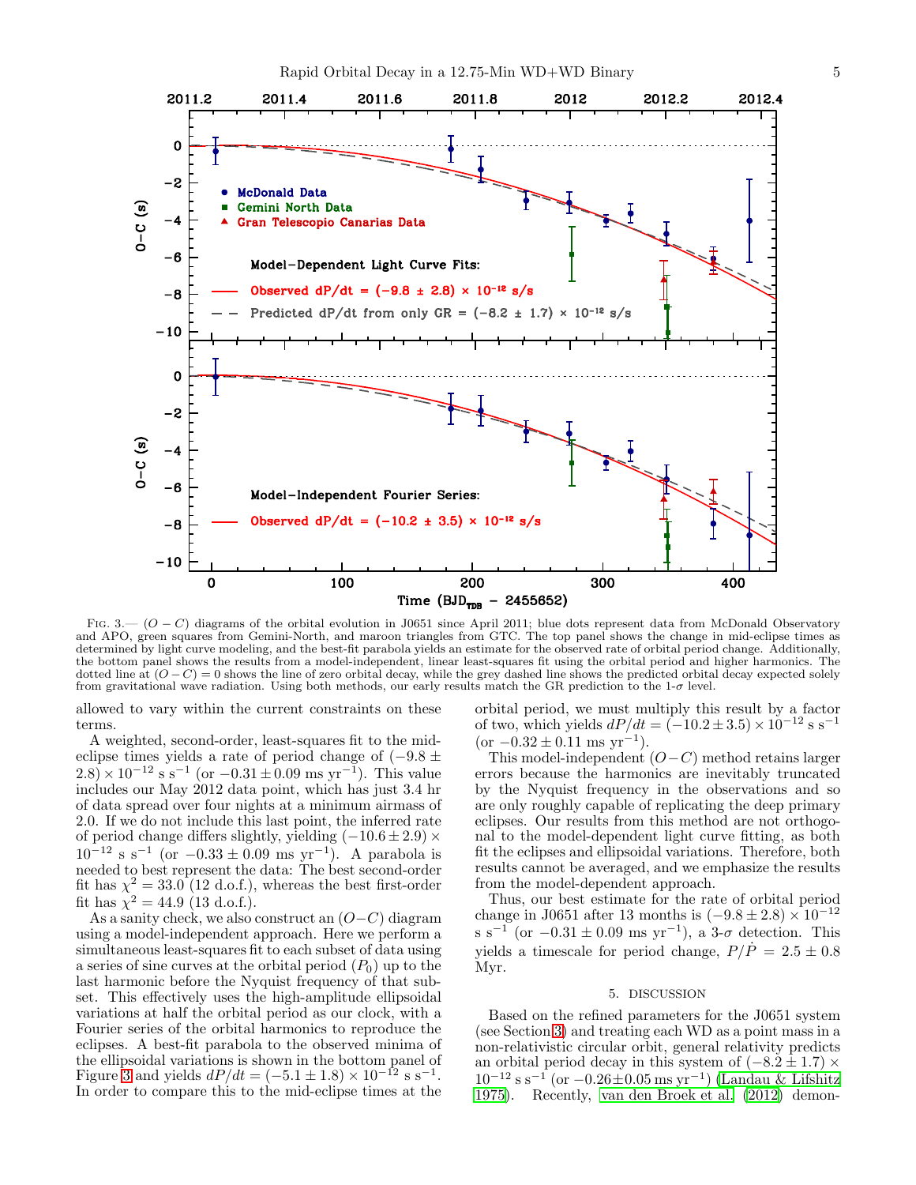Fig. 3.— $(O-C)$ diagrams of the orbital evolution in J0651 since April 2011; blue dots represent data from McDonald Observatory and APO, green squares from Gemini-North, and maroon triangles from GTC. The top panel shows the change in mid-eclipse times as determined by light curve modeling, and the best-fit parabola yields an estimate for the observed rate of orbital period change. Additionally, the bottom panel shows the results from a model-independent, linear least-squares fit using the orbital period and higher harmonics. The dotted line at $(O-C)=0$ shows the line of zero orbital decay, while the grey dashed line shows the predicted orbital decay expected solely from gravitational wave radiation. Using both methods, our early results match the GR prediction to the 1-$\sigma$ level.

allowed to vary within the current constraints on these terms.

A weighted, second-order, least-squares fit to the mid-eclipse times yields a rate of period change of $(-9.8 \pm 2.8) \times 10^{-12}$ s s$^{-1}$ (or $-0.31 \pm 0.09$ ms yr$^{-1}$). This value includes our May 2012 data point, which has just 3.4 hr of data spread over four nights at a minimum airmass of 2.0. If we do not include this last point, the inferred rate of period change differs slightly, yielding $(-10.6 \pm 2.9) \times 10^{-12}$ s s$^{-1}$ (or $-0.33 \pm 0.09$ ms yr$^{-1}$). A parabola is needed to best represent the data: The best second-order fit has $\chi^2 = 33.0$ (12 d.o.f.), whereas the best first-order fit has $\chi^2 = 44.9$ (13 d.o.f.).

As a sanity check, we also construct an $(O-C)$ diagram using a model-independent approach. Here we perform a simultaneous least-squares fit to each subset of data using a series of sine curves at the orbital period ($P_0$) up to the last harmonic before the Nyquist frequency of that subset. This effectively uses the high-amplitude ellipsoidal variations at half the orbital period as our clock, with a Fourier series of the orbital harmonics to reproduce the eclipses. A best-fit parabola to the observed minima of the ellipsoidal variations is shown in the bottom panel of Figure 3 and yields $dP/dt = (-5.1 \pm 1.8) \times 10^{-12}$ s s$^{-1}$. In order to compare this to the mid-eclipse times at the orbital period, we must multiply this result by a factor of two, which yields $dP/dt = (-10.2 \pm 3.5) \times 10^{-12}$ s s$^{-1}$ (or $-0.32 \pm 0.11$ ms yr$^{-1}$).

This model-independent $(O-C)$ method retains larger errors because the harmonics are inevitably truncated by the Nyquist frequency in the observations and so are only roughly capable of replicating the deep primary eclipses. Our results from this method are not orthogonal to the model-dependent light curve fitting, as both fit the eclipses and ellipsoidal variations. Therefore, both results cannot be averaged, and we emphasize the results from the model-dependent approach.

Thus, our best estimate for the rate of orbital period change in J0651 after 13 months is $(-9.8 \pm 2.8) \times 10^{-12}$ s s$^{-1}$ (or $-0.31 \pm 0.09$ ms yr$^{-1}$), a 3-$\sigma$ detection. This yields a timescale for period change, $P/\dot{P} = 2.5 \pm 0.8$ Myr.

## 5. DISCUSSION

Based on the refined parameters for the J0651 system (see Section 3) and treating each WD as a point mass in a non-relativistic circular orbit, general relativity predicts an orbital period decay in this system of $(-8.2 \pm 1.7) \times 10^{-12}$ s s$^{-1}$ (or $-0.26 \pm 0.05$ ms yr$^{-1}$) (Landau & Lifshitz 1975). Recently, van den Broek et al. (2012) demon-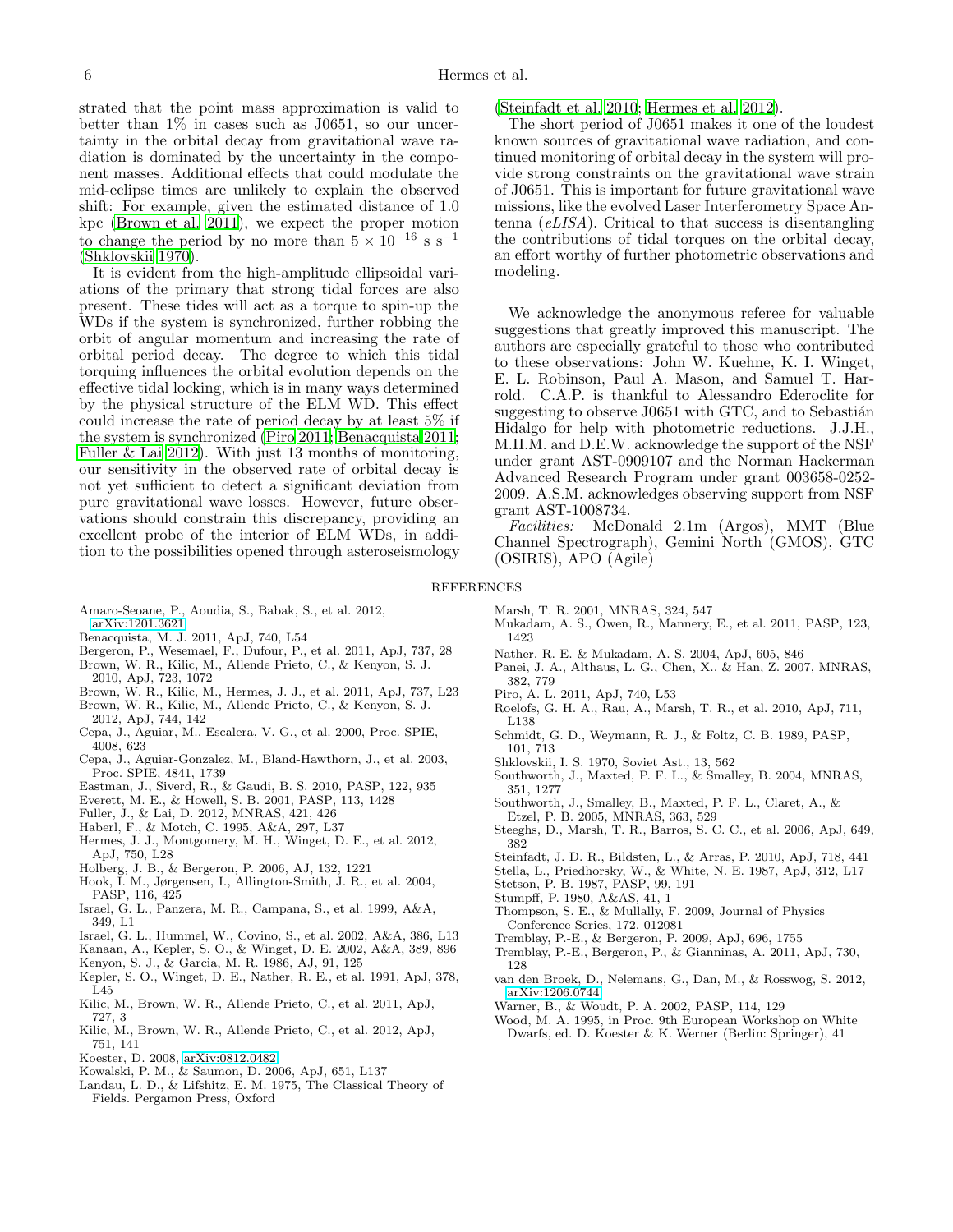strated that the point mass approximation is valid to better than 1% in cases such as J0651, so our uncertainty in the orbital decay from gravitational wave radiation is dominated by the uncertainty in the component masses. Additional effects that could modulate the mid-eclipse times are unlikely to explain the observed shift: For example, given the estimated distance of 1.0 kpc (Brown et al. 2011), we expect the proper motion to change the period by no more than $5 \times 10^{-16}$ s s$^{-1}$ (Shklovskii 1970).

It is evident from the high-amplitude ellipsoidal variations of the primary that strong tidal forces are also present. These tides will act as a torque to spin-up the WDs if the system is synchronized, further robbing the orbit of angular momentum and increasing the rate of orbital period decay. The degree to which this tidal torquing influences the orbital evolution depends on the effective tidal locking, which is in many ways determined by the physical structure of the ELM WD. This effect could increase the rate of period decay by at least 5% if the system is synchronized (Piro 2011; Benacquista 2011; Fuller & Lai 2012). With just 13 months of monitoring, our sensitivity in the observed rate of orbital decay is not yet sufficient to detect a significant deviation from pure gravitational wave losses. However, future observations should constrain this discrepancy, providing an excellent probe of the interior of ELM WDs, in addition to the possibilities opened through asteroseismology (Steinfadt et al. 2010; Hermes et al. 2012).

The short period of J0651 makes it one of the loudest known sources of gravitational wave radiation, and continued monitoring of orbital decay in the system will provide strong constraints on the gravitational wave strain of J0651. This is important for future gravitational wave missions, like the evolved Laser Interferometry Space Antenna (*eLISA*). Critical to that success is disentangling the contributions of tidal torques on the orbital decay, an effort worthy of further photometric observations and modeling.

We acknowledge the anonymous referee for valuable suggestions that greatly improved this manuscript. The authors are especially grateful to those who contributed to these observations: John W. Kuehne, K. I. Winget, E. L. Robinson, Paul A. Mason, and Samuel T. Harrold. C.A.P. is thankful to Alessandro Ederoclite for suggesting to observe J0651 with GTC, and to Sebastián Hidalgo for help with photometric reductions. J.J.H., M.H.M. and D.E.W. acknowledge the support of the NSF under grant AST-0909107 and the Norman Hackerman Advanced Research Program under grant 003658-0252-2009. A.S.M. acknowledges observing support from NSF grant AST-1008734.

*Facilities:* McDonald 2.1m (Argos), MMT (Blue Channel Spectrograph), Gemini North (GMOS), GTC (OSIRIS), APO (Agile)

## REFERENCES

Amaro-Seoane, P., Aoudia, S., Babak, S., et al. 2012, arXiv:1201.3621
Benacquista, M. J. 2011, ApJ, 740, L54
Bergeron, P., Wesemael, F., Dufour, P., et al. 2011, ApJ, 737, 28
Brown, W. R., Kilic, M., Allende Prieto, C., & Kenyon, S. J. 2010, ApJ, 723, 1072
Brown, W. R., Kilic, M., Hermes, J. J., et al. 2011, ApJ, 737, L23
Brown, W. R., Kilic, M., Allende Prieto, C., & Kenyon, S. J. 2012, ApJ, 744, 142
Cepa, J., Aguiar, M., Escalera, V. G., et al. 2000, Proc. SPIE, 4008, 623
Cepa, J., Aguiar-Gonzalez, M., Bland-Hawthorn, J., et al. 2003, Proc. SPIE, 4841, 1739
Eastman, J., Siverd, R., & Gaudi, B. S. 2010, PASP, 122, 935
Everett, M. E., & Howell, S. B. 2001, PASP, 113, 1428
Fuller, J., & Lai, D. 2012, MNRAS, 421, 426
Haberl, F., & Motch, C. 1995, A&A, 297, L37
Hermes, J. J., Montgomery, M. H., Winget, D. E., et al. 2012, ApJ, 750, L28
Holberg, J. B., & Bergeron, P. 2006, AJ, 132, 1221
Hook, I. M., Jørgensen, I., Allington-Smith, J. R., et al. 2004, PASP, 116, 425
Israel, G. L., Panzera, M. R., Campana, S., et al. 1999, A&A, 349, L1
Israel, G. L., Hummel, W., Covino, S., et al. 2002, A&A, 386, L13
Kanaan, A., Kepler, S. O., & Winget, D. E. 2002, A&A, 389, 896
Kenyon, S. J., & Garcia, M. R. 1986, AJ, 91, 125
Kepler, S. O., Winget, D. E., Nather, R. E., et al. 1991, ApJ, 378, L45
Kilic, M., Brown, W. R., Allende Prieto, C., et al. 2011, ApJ, 727, 3
Kilic, M., Brown, W. R., Allende Prieto, C., et al. 2012, ApJ, 751, 141
Koester, D. 2008, arXiv:0812.0482
Kowalski, P. M., & Saumon, D. 2006, ApJ, 651, L137
Landau, L. D., & Lifshitz, E. M. 1975, The Classical Theory of Fields. Pergamon Press, Oxford
Marsh, T. R. 2001, MNRAS, 324, 547
Mukadam, A. S., Owen, R., Mannery, E., et al. 2011, PASP, 123, 1423
Nather, R. E. & Mukadam, A. S. 2004, ApJ, 605, 846
Panei, J. A., Althaus, L. G., Chen, X., & Han, Z. 2007, MNRAS, 382, 779
Piro, A. L. 2011, ApJ, 740, L53
Roelofs, G. H. A., Rau, A., Marsh, T. R., et al. 2010, ApJ, 711, L138
Schmidt, G. D., Weymann, R. J., & Foltz, C. B. 1989, PASP, 101, 713
Shklovskii, I. S. 1970, Soviet Ast., 13, 562
Southworth, J., Maxted, P. F. L., & Smalley, B. 2004, MNRAS, 351, 1277
Southworth, J., Smalley, B., Maxted, P. F. L., Claret, A., & Etzel, P. B. 2005, MNRAS, 363, 529
Steeghs, D., Marsh, T. R., Barros, S. C. C., et al. 2006, ApJ, 649, 382
Steinfadt, J. D. R., Bildsten, L., & Arras, P. 2010, ApJ, 718, 441
Stella, L., Priedhorsky, W., & White, N. E. 1987, ApJ, 312, L17
Stetson, P. B. 1987, PASP, 99, 191
Stumpff, P. 1980, A&AS, 41, 1
Thompson, S. E., & Mullally, F. 2009, Journal of Physics Conference Series, 172, 012081
Tremblay, P.-E., & Bergeron, P. 2009, ApJ, 696, 1755
Tremblay, P.-E., Bergeron, P., & Gianninas, A. 2011, ApJ, 730, 128
van den Broek, D., Nelemans, G., Dan, M., & Rosswog, S. 2012, arXiv:1206.0744
Warner, B., & Woudt, P. A. 2002, PASP, 114, 129
Wood, M. A. 1995, in Proc. 9th European Workshop on White Dwarfs, ed. D. Koester & K. Werner (Berlin: Springer), 41